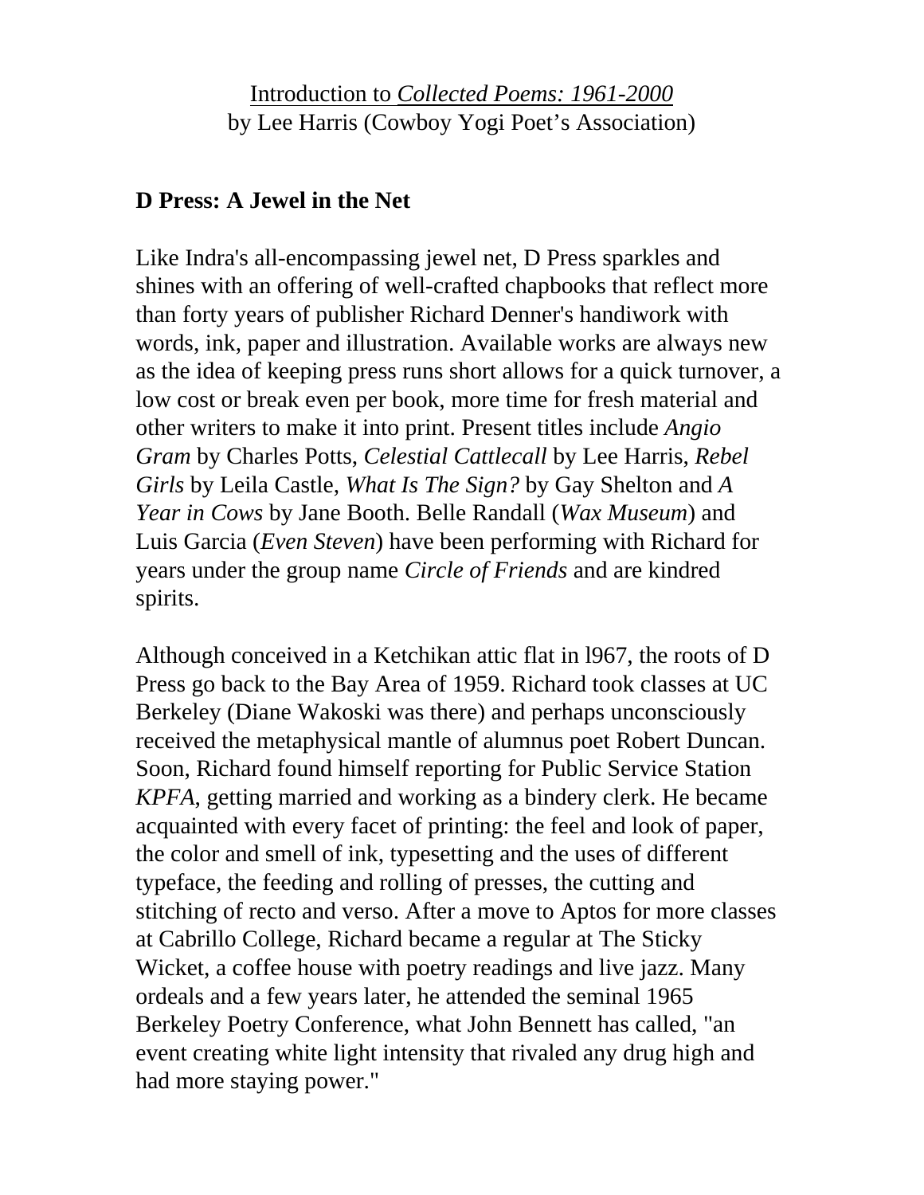Introduction to *Collected Poems: 1961-2000*
by Lee Harris (Cowboy Yogi Poet's Association)

## D Press: A Jewel in the Net

Like Indra's all-encompassing jewel net, D Press sparkles and shines with an offering of well-crafted chapbooks that reflect more than forty years of publisher Richard Denner's handiwork with words, ink, paper and illustration. Available works are always new as the idea of keeping press runs short allows for a quick turnover, a low cost or break even per book, more time for fresh material and other writers to make it into print. Present titles include *Angio Gram* by Charles Potts, *Celestial Cattlecall* by Lee Harris, *Rebel Girls* by Leila Castle, *What Is The Sign?* by Gay Shelton and *A Year in Cows* by Jane Booth. Belle Randall (*Wax Museum*) and Luis Garcia (*Even Steven*) have been performing with Richard for years under the group name *Circle of Friends* and are kindred spirits.

Although conceived in a Ketchikan attic flat in l967, the roots of D Press go back to the Bay Area of 1959. Richard took classes at UC Berkeley (Diane Wakoski was there) and perhaps unconsciously received the metaphysical mantle of alumnus poet Robert Duncan. Soon, Richard found himself reporting for Public Service Station *KPFA*, getting married and working as a bindery clerk. He became acquainted with every facet of printing: the feel and look of paper, the color and smell of ink, typesetting and the uses of different typeface, the feeding and rolling of presses, the cutting and stitching of recto and verso. After a move to Aptos for more classes at Cabrillo College, Richard became a regular at The Sticky Wicket, a coffee house with poetry readings and live jazz. Many ordeals and a few years later, he attended the seminal 1965 Berkeley Poetry Conference, what John Bennett has called, "an event creating white light intensity that rivaled any drug high and had more staying power."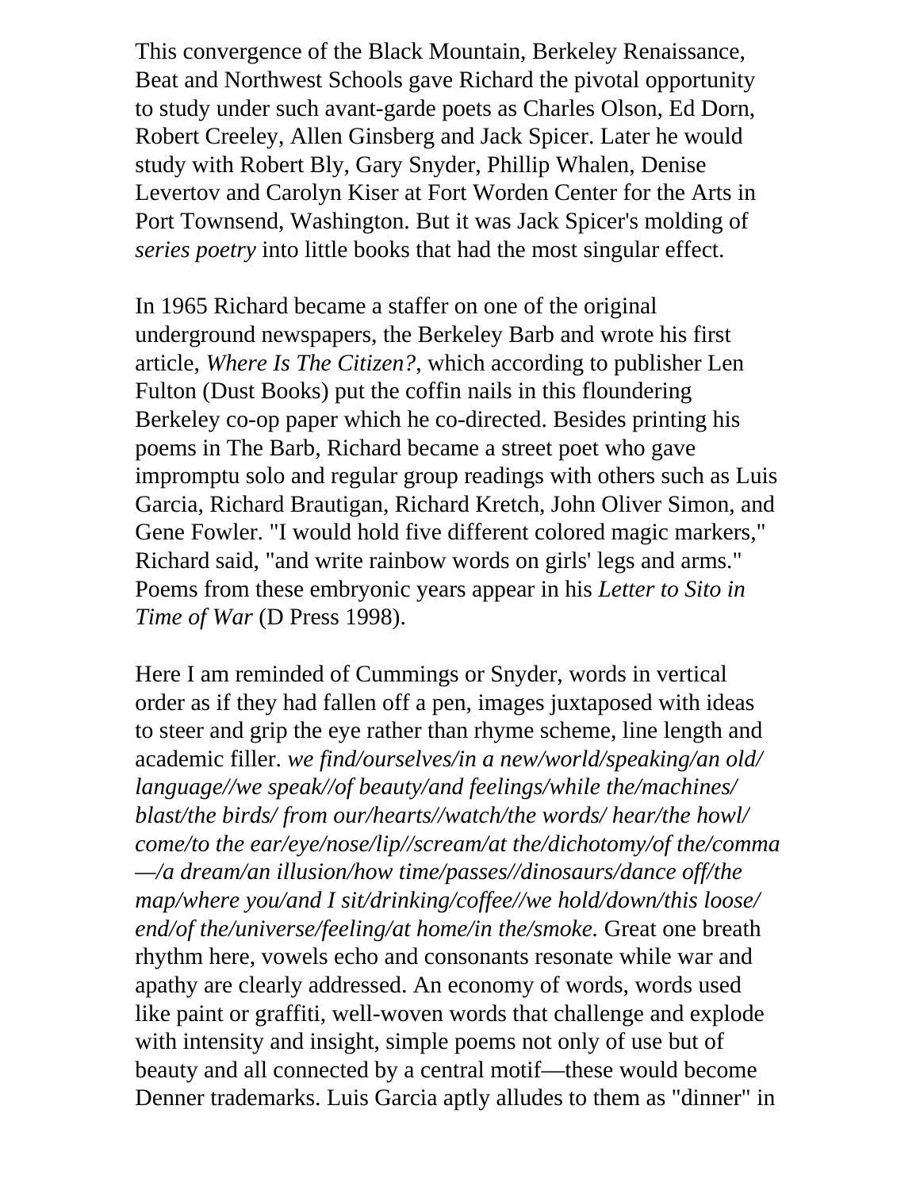This convergence of the Black Mountain, Berkeley Renaissance, Beat and Northwest Schools gave Richard the pivotal opportunity to study under such avant-garde poets as Charles Olson, Ed Dorn, Robert Creeley, Allen Ginsberg and Jack Spicer. Later he would study with Robert Bly, Gary Snyder, Phillip Whalen, Denise Levertov and Carolyn Kiser at Fort Worden Center for the Arts in Port Townsend, Washington. But it was Jack Spicer's molding of *series poetry* into little books that had the most singular effect.

In 1965 Richard became a staffer on one of the original underground newspapers, the Berkeley Barb and wrote his first article, *Where Is The Citizen?*, which according to publisher Len Fulton (Dust Books) put the coffin nails in this floundering Berkeley co-op paper which he co-directed. Besides printing his poems in The Barb, Richard became a street poet who gave impromptu solo and regular group readings with others such as Luis Garcia, Richard Brautigan, Richard Kretch, John Oliver Simon, and Gene Fowler. "I would hold five different colored magic markers," Richard said, "and write rainbow words on girls' legs and arms." Poems from these embryonic years appear in his *Letter to Sito in Time of War* (D Press 1998).

Here I am reminded of Cummings or Snyder, words in vertical order as if they had fallen off a pen, images juxtaposed with ideas to steer and grip the eye rather than rhyme scheme, line length and academic filler. *we find/ourselves/in a new/world/speaking/an old/ language//we speak//of beauty/and feelings/while the/machines/ blast/the birds/ from our/hearts//watch/the words/ hear/the howl/ come/to the ear/eye/nose/lip//scream/at the/dichotomy/of the/comma —/a dream/an illusion/how time/passes//dinosaurs/dance off/the map/where you/and I sit/drinking/coffee//we hold/down/this loose/ end/of the/universe/feeling/at home/in the/smoke.* Great one breath rhythm here, vowels echo and consonants resonate while war and apathy are clearly addressed. An economy of words, words used like paint or graffiti, well-woven words that challenge and explode with intensity and insight, simple poems not only of use but of beauty and all connected by a central motif—these would become Denner trademarks. Luis Garcia aptly alludes to them as "dinner" in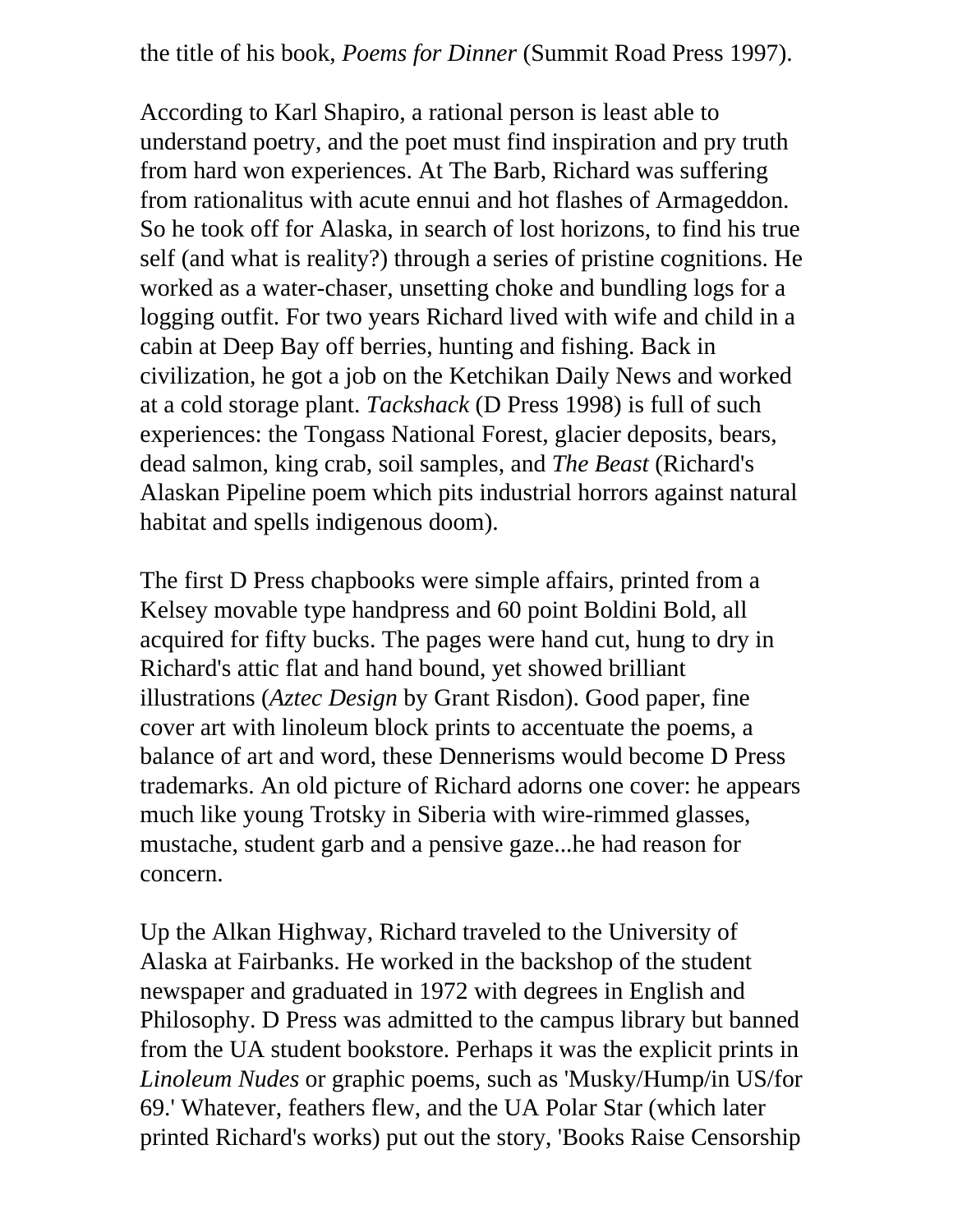the title of his book, *Poems for Dinner* (Summit Road Press 1997).

According to Karl Shapiro, a rational person is least able to understand poetry, and the poet must find inspiration and pry truth from hard won experiences. At The Barb, Richard was suffering from rationalitus with acute ennui and hot flashes of Armageddon. So he took off for Alaska, in search of lost horizons, to find his true self (and what is reality?) through a series of pristine cognitions. He worked as a water-chaser, unsetting choke and bundling logs for a logging outfit. For two years Richard lived with wife and child in a cabin at Deep Bay off berries, hunting and fishing. Back in civilization, he got a job on the Ketchikan Daily News and worked at a cold storage plant. *Tackshack* (D Press 1998) is full of such experiences: the Tongass National Forest, glacier deposits, bears, dead salmon, king crab, soil samples, and *The Beast* (Richard's Alaskan Pipeline poem which pits industrial horrors against natural habitat and spells indigenous doom).

The first D Press chapbooks were simple affairs, printed from a Kelsey movable type handpress and 60 point Boldini Bold, all acquired for fifty bucks. The pages were hand cut, hung to dry in Richard's attic flat and hand bound, yet showed brilliant illustrations (*Aztec Design* by Grant Risdon). Good paper, fine cover art with linoleum block prints to accentuate the poems, a balance of art and word, these Dennerisms would become D Press trademarks. An old picture of Richard adorns one cover: he appears much like young Trotsky in Siberia with wire-rimmed glasses, mustache, student garb and a pensive gaze...he had reason for concern.

Up the Alkan Highway, Richard traveled to the University of Alaska at Fairbanks. He worked in the backshop of the student newspaper and graduated in 1972 with degrees in English and Philosophy. D Press was admitted to the campus library but banned from the UA student bookstore. Perhaps it was the explicit prints in *Linoleum Nudes* or graphic poems, such as 'Musky/Hump/in US/for 69.' Whatever, feathers flew, and the UA Polar Star (which later printed Richard's works) put out the story, 'Books Raise Censorship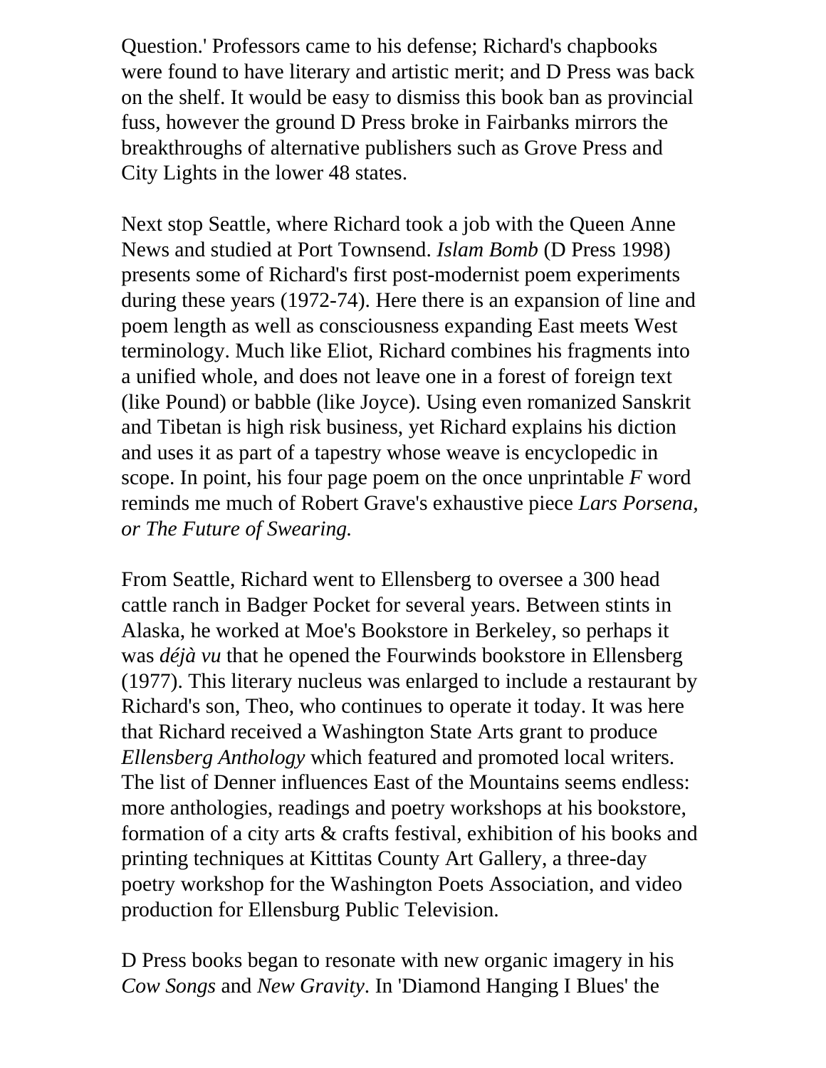Question.' Professors came to his defense; Richard's chapbooks were found to have literary and artistic merit; and D Press was back on the shelf. It would be easy to dismiss this book ban as provincial fuss, however the ground D Press broke in Fairbanks mirrors the breakthroughs of alternative publishers such as Grove Press and City Lights in the lower 48 states.

Next stop Seattle, where Richard took a job with the Queen Anne News and studied at Port Townsend. *Islam Bomb* (D Press 1998) presents some of Richard's first post-modernist poem experiments during these years (1972-74). Here there is an expansion of line and poem length as well as consciousness expanding East meets West terminology. Much like Eliot, Richard combines his fragments into a unified whole, and does not leave one in a forest of foreign text (like Pound) or babble (like Joyce). Using even romanized Sanskrit and Tibetan is high risk business, yet Richard explains his diction and uses it as part of a tapestry whose weave is encyclopedic in scope. In point, his four page poem on the once unprintable *F* word reminds me much of Robert Grave's exhaustive piece *Lars Porsena, or The Future of Swearing.*

From Seattle, Richard went to Ellensberg to oversee a 300 head cattle ranch in Badger Pocket for several years. Between stints in Alaska, he worked at Moe's Bookstore in Berkeley, so perhaps it was *déjà vu* that he opened the Fourwinds bookstore in Ellensberg (1977). This literary nucleus was enlarged to include a restaurant by Richard's son, Theo, who continues to operate it today. It was here that Richard received a Washington State Arts grant to produce *Ellensberg Anthology* which featured and promoted local writers. The list of Denner influences East of the Mountains seems endless: more anthologies, readings and poetry workshops at his bookstore, formation of a city arts & crafts festival, exhibition of his books and printing techniques at Kittitas County Art Gallery, a three-day poetry workshop for the Washington Poets Association, and video production for Ellensburg Public Television.

D Press books began to resonate with new organic imagery in his *Cow Songs* and *New Gravity*. In 'Diamond Hanging I Blues' the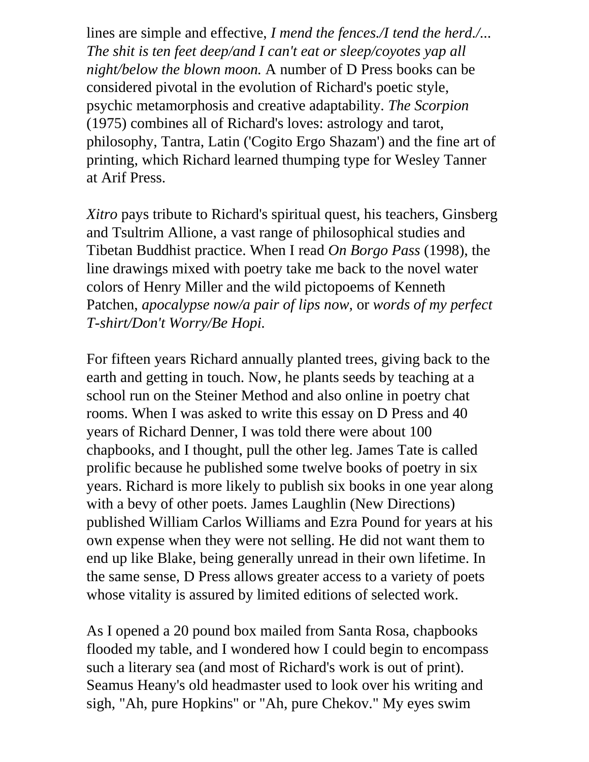lines are simple and effective, *I mend the fences./I tend the herd./... The shit is ten feet deep/and I can't eat or sleep/coyotes yap all night/below the blown moon.* A number of D Press books can be considered pivotal in the evolution of Richard's poetic style, psychic metamorphosis and creative adaptability. *The Scorpion* (1975) combines all of Richard's loves: astrology and tarot, philosophy, Tantra, Latin ('Cogito Ergo Shazam') and the fine art of printing, which Richard learned thumping type for Wesley Tanner at Arif Press.

*Xitro* pays tribute to Richard's spiritual quest, his teachers, Ginsberg and Tsultrim Allione, a vast range of philosophical studies and Tibetan Buddhist practice. When I read *On Borgo Pass* (1998), the line drawings mixed with poetry take me back to the novel water colors of Henry Miller and the wild pictopoems of Kenneth Patchen, *apocalypse now/a pair of lips now,* or *words of my perfect T-shirt/Don't Worry/Be Hopi.*

For fifteen years Richard annually planted trees, giving back to the earth and getting in touch. Now, he plants seeds by teaching at a school run on the Steiner Method and also online in poetry chat rooms. When I was asked to write this essay on D Press and 40 years of Richard Denner, I was told there were about 100 chapbooks, and I thought, pull the other leg. James Tate is called prolific because he published some twelve books of poetry in six years. Richard is more likely to publish six books in one year along with a bevy of other poets. James Laughlin (New Directions) published William Carlos Williams and Ezra Pound for years at his own expense when they were not selling. He did not want them to end up like Blake, being generally unread in their own lifetime. In the same sense, D Press allows greater access to a variety of poets whose vitality is assured by limited editions of selected work.

As I opened a 20 pound box mailed from Santa Rosa, chapbooks flooded my table, and I wondered how I could begin to encompass such a literary sea (and most of Richard's work is out of print). Seamus Heany's old headmaster used to look over his writing and sigh, "Ah, pure Hopkins" or "Ah, pure Chekov." My eyes swim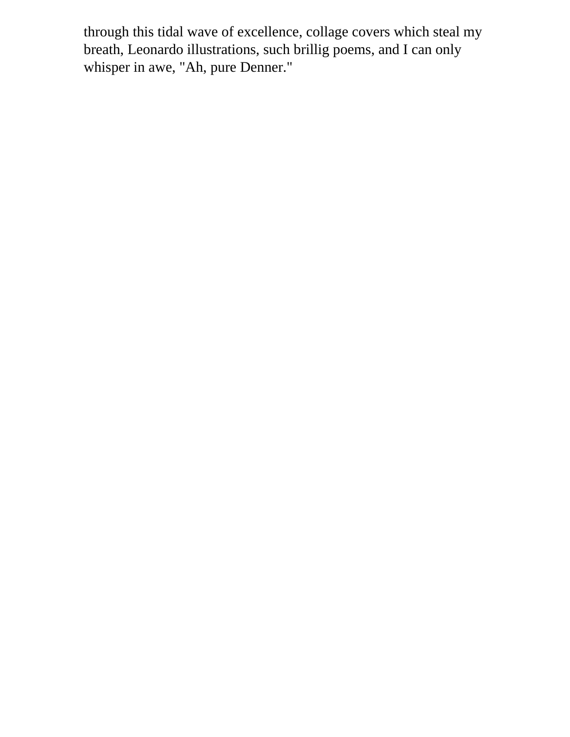through this tidal wave of excellence, collage covers which steal my breath, Leonardo illustrations, such brillig poems, and I can only whisper in awe, "Ah, pure Denner."